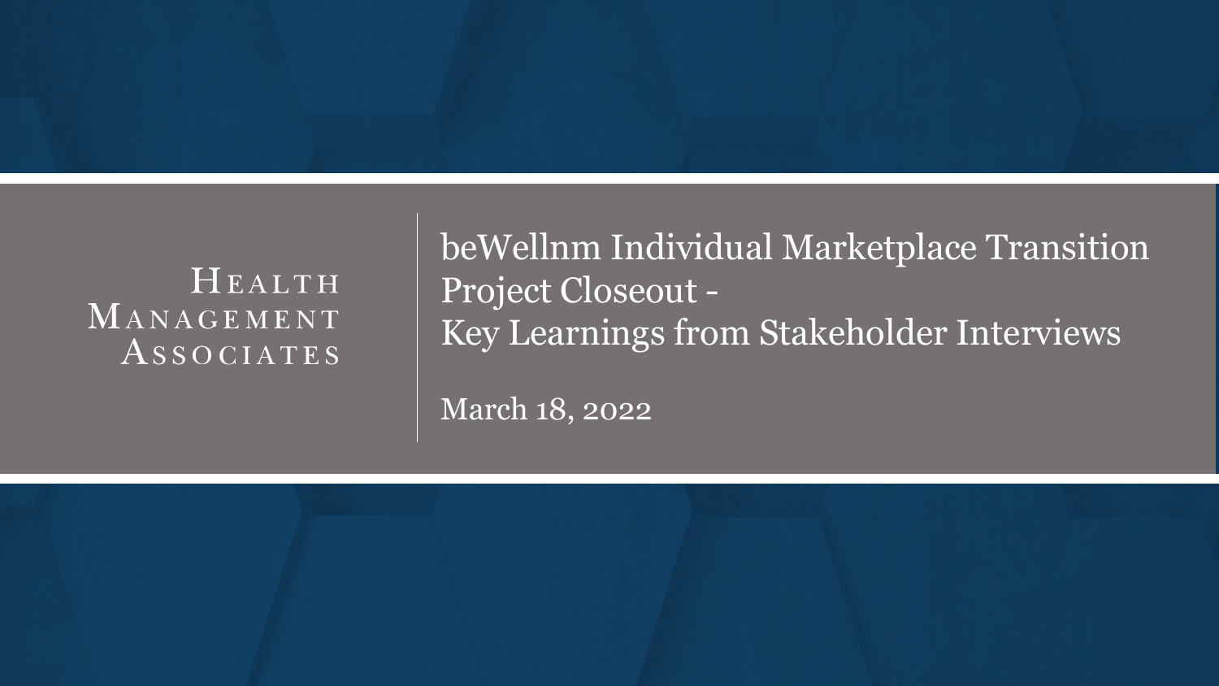Health Management Associates

# beWellnm Individual Marketplace Transition Project Closeout - Key Learnings from Stakeholder Interviews

March 18, 2022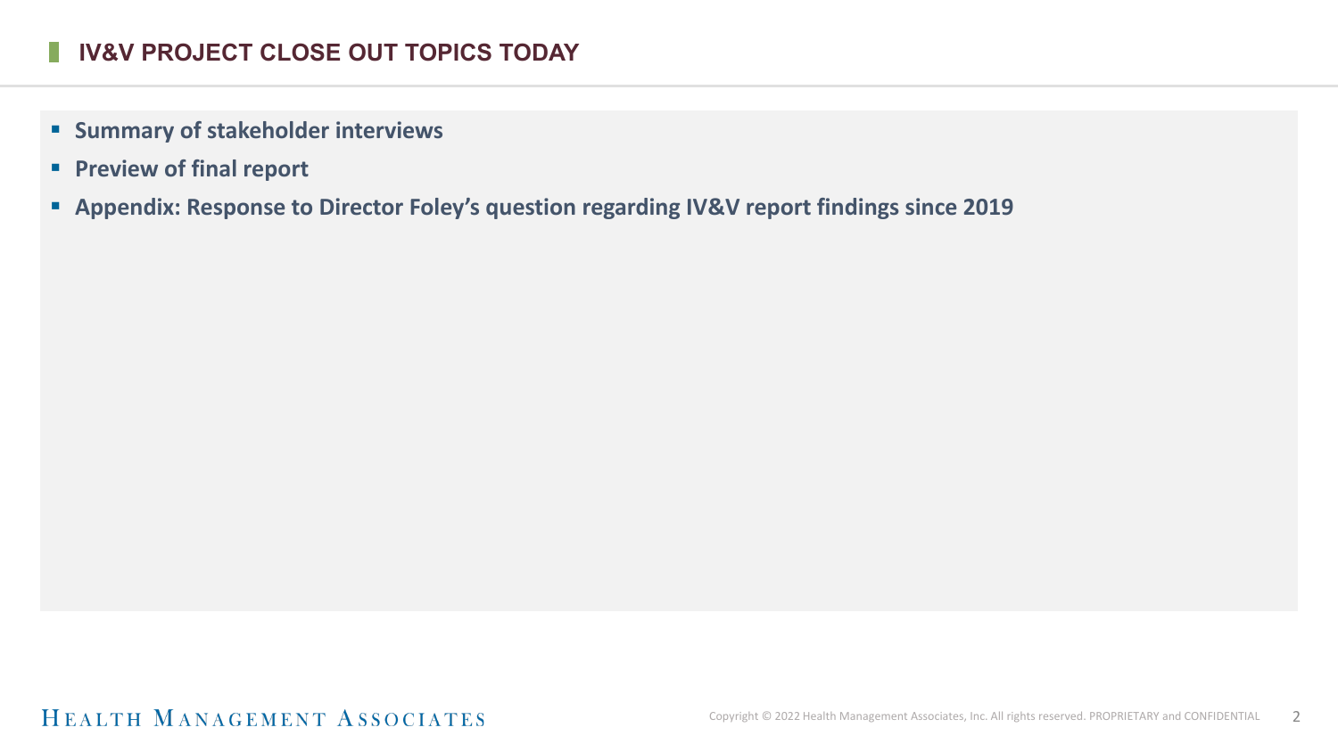## IV&V PROJECT CLOSE OUT TOPICS TODAY

- **Summary of stakeholder interviews**
- **Preview of final report**
- **Appendix: Response to Director Foley's question regarding IV&V report findings since 2019**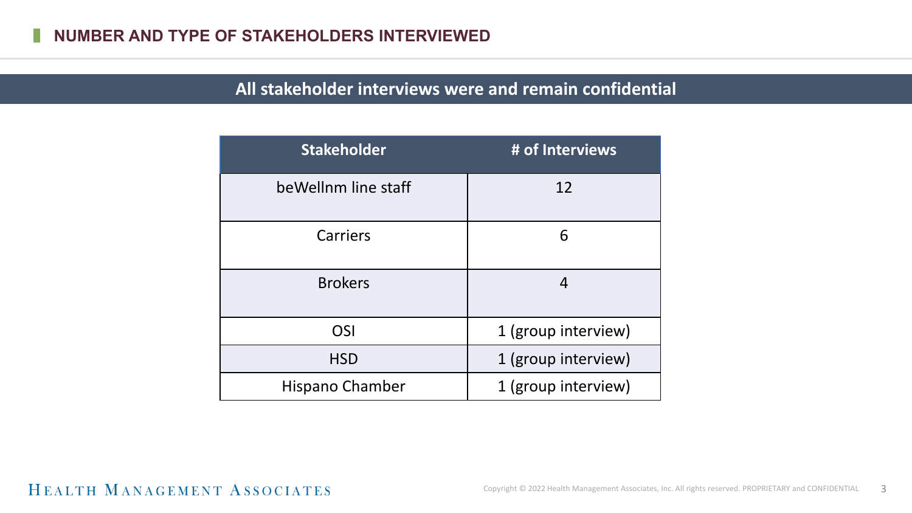## NUMBER AND TYPE OF STAKEHOLDERS INTERVIEWED

**All stakeholder interviews were and remain confidential**

| Stakeholder | # of Interviews |
|---|---|
| beWellnm line staff | 12 |
| Carriers | 6 |
| Brokers | 4 |
| OSI | 1 (group interview) |
| HSD | 1 (group interview) |
| Hispano Chamber | 1 (group interview) |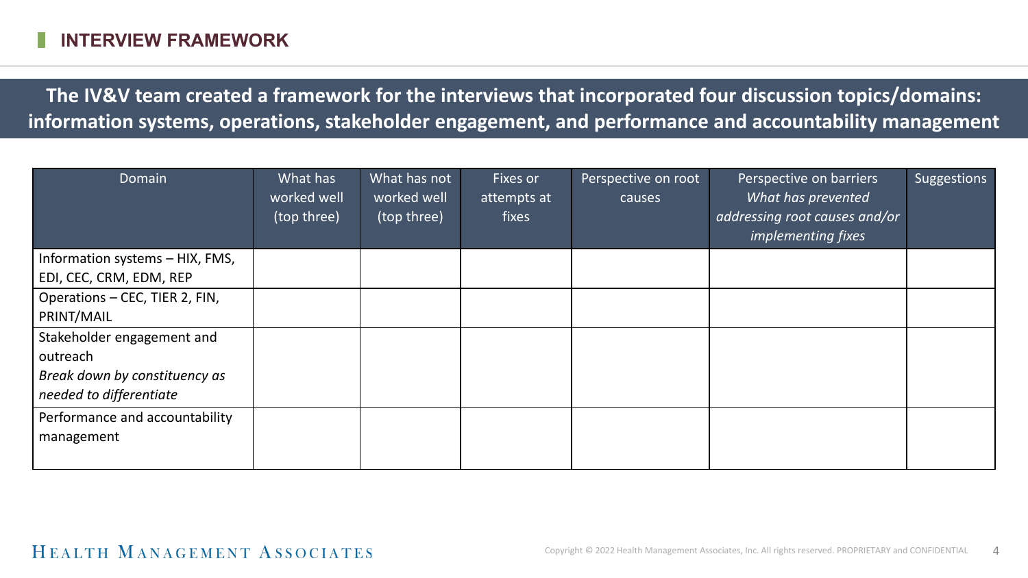## INTERVIEW FRAMEWORK

**The IV&V team created a framework for the interviews that incorporated four discussion topics/domains: information systems, operations, stakeholder engagement, and performance and accountability management**

| Domain | What has worked well (top three) | What has not worked well (top three) | Fixes or attempts at fixes | Perspective on root causes | Perspective on barriers *What has prevented addressing root causes and/or implementing fixes* | Suggestions |
|---|---|---|---|---|---|---|
| Information systems – HIX, FMS, EDI, CEC, CRM, EDM, REP | | | | | | |
| Operations – CEC, TIER 2, FIN, PRINT/MAIL | | | | | | |
| Stakeholder engagement and outreach *Break down by constituency as needed to differentiate* | | | | | | |
| Performance and accountability management | | | | | | |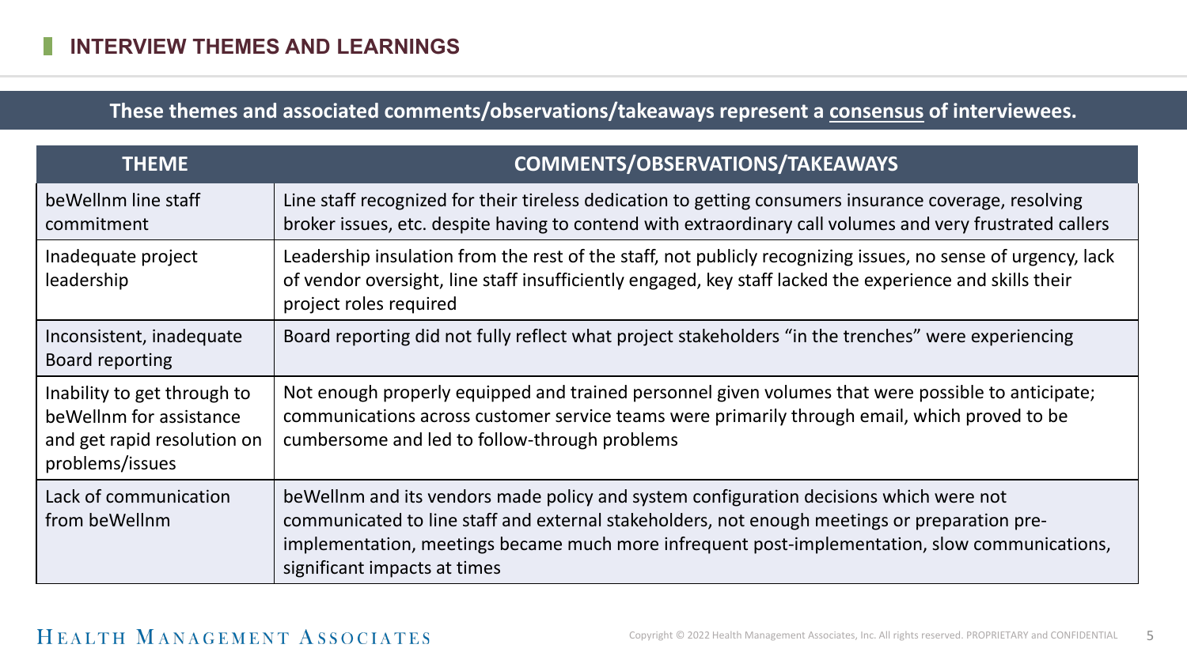## INTERVIEW THEMES AND LEARNINGS

**These themes and associated comments/observations/takeaways represent a consensus of interviewees.**

| THEME | COMMENTS/OBSERVATIONS/TAKEAWAYS |
|---|---|
| beWellnm line staff commitment | Line staff recognized for their tireless dedication to getting consumers insurance coverage, resolving broker issues, etc. despite having to contend with extraordinary call volumes and very frustrated callers |
| Inadequate project leadership | Leadership insulation from the rest of the staff, not publicly recognizing issues, no sense of urgency, lack of vendor oversight, line staff insufficiently engaged, key staff lacked the experience and skills their project roles required |
| Inconsistent, inadequate Board reporting | Board reporting did not fully reflect what project stakeholders "in the trenches" were experiencing |
| Inability to get through to beWellnm for assistance and get rapid resolution on problems/issues | Not enough properly equipped and trained personnel given volumes that were possible to anticipate; communications across customer service teams were primarily through email, which proved to be cumbersome and led to follow-through problems |
| Lack of communication from beWellnm | beWellnm and its vendors made policy and system configuration decisions which were not communicated to line staff and external stakeholders, not enough meetings or preparation pre-implementation, meetings became much more infrequent post-implementation, slow communications, significant impacts at times |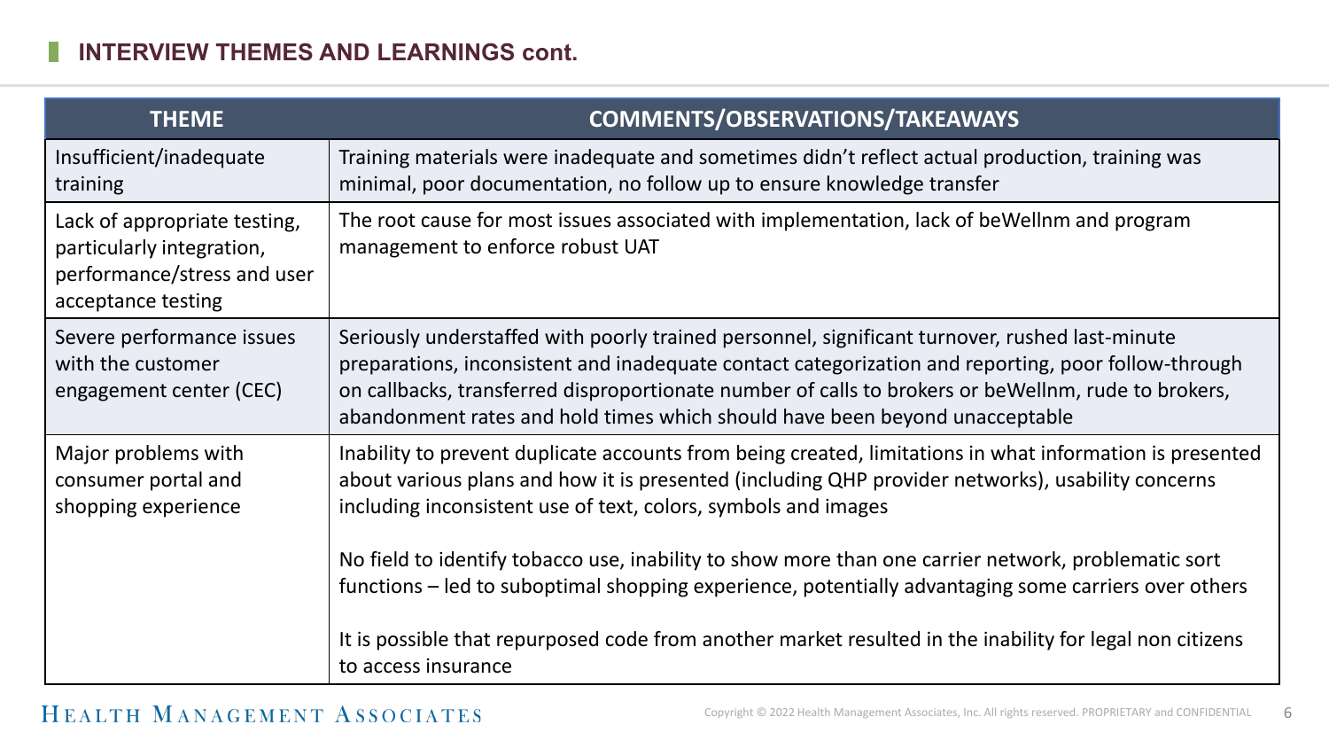## INTERVIEW THEMES AND LEARNINGS cont.

| THEME | COMMENTS/OBSERVATIONS/TAKEAWAYS |
| --- | --- |
| Insufficient/inadequate training | Training materials were inadequate and sometimes didn't reflect actual production, training was minimal, poor documentation, no follow up to ensure knowledge transfer |
| Lack of appropriate testing, particularly integration, performance/stress and user acceptance testing | The root cause for most issues associated with implementation, lack of beWellnm and program management to enforce robust UAT |
| Severe performance issues with the customer engagement center (CEC) | Seriously understaffed with poorly trained personnel, significant turnover, rushed last-minute preparations, inconsistent and inadequate contact categorization and reporting, poor follow-through on callbacks, transferred disproportionate number of calls to brokers or beWellnm, rude to brokers, abandonment rates and hold times which should have been beyond unacceptable |
| Major problems with consumer portal and shopping experience | Inability to prevent duplicate accounts from being created, limitations in what information is presented about various plans and how it is presented (including QHP provider networks), usability concerns including inconsistent use of text, colors, symbols and images<br><br>No field to identify tobacco use, inability to show more than one carrier network, problematic sort functions – led to suboptimal shopping experience, potentially advantaging some carriers over others<br><br>It is possible that repurposed code from another market resulted in the inability for legal non citizens to access insurance |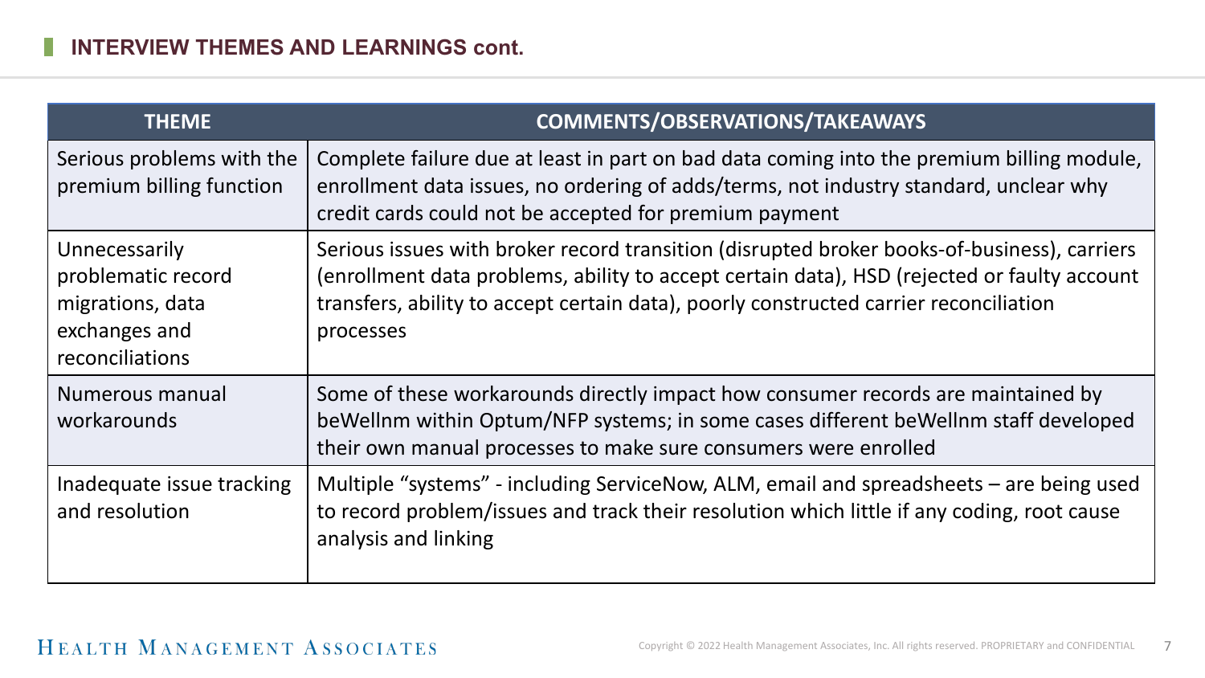## INTERVIEW THEMES AND LEARNINGS cont.

| THEME | COMMENTS/OBSERVATIONS/TAKEAWAYS |
|---|---|
| Serious problems with the premium billing function | Complete failure due at least in part on bad data coming into the premium billing module, enrollment data issues, no ordering of adds/terms, not industry standard, unclear why credit cards could not be accepted for premium payment |
| Unnecessarily problematic record migrations, data exchanges and reconciliations | Serious issues with broker record transition (disrupted broker books-of-business), carriers (enrollment data problems, ability to accept certain data), HSD (rejected or faulty account transfers, ability to accept certain data), poorly constructed carrier reconciliation processes |
| Numerous manual workarounds | Some of these workarounds directly impact how consumer records are maintained by beWellnm within Optum/NFP systems; in some cases different beWellnm staff developed their own manual processes to make sure consumers were enrolled |
| Inadequate issue tracking and resolution | Multiple "systems" - including ServiceNow, ALM, email and spreadsheets – are being used to record problem/issues and track their resolution which little if any coding, root cause analysis and linking |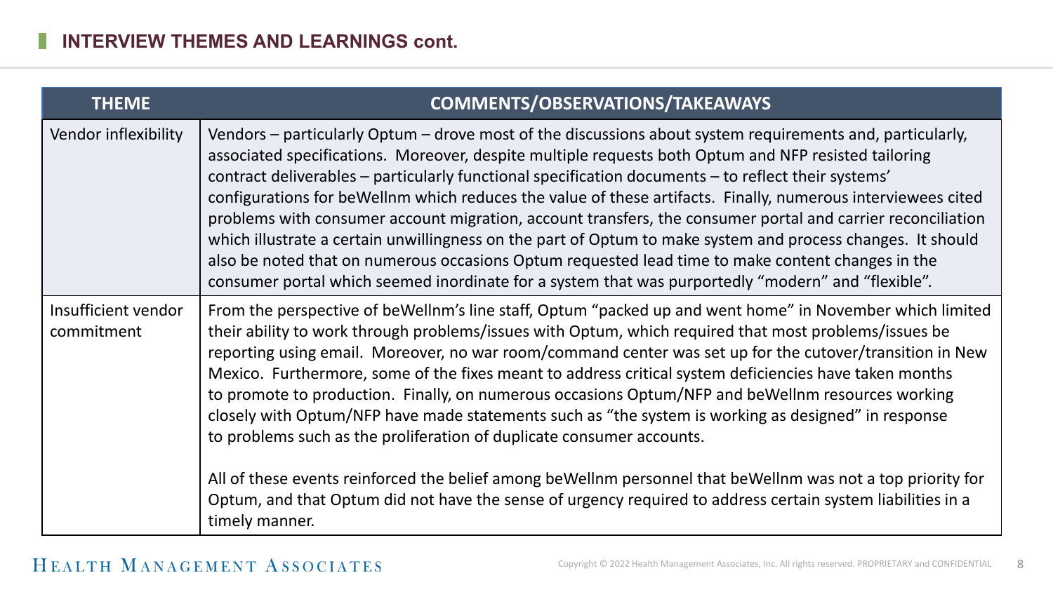## INTERVIEW THEMES AND LEARNINGS cont.

| THEME | COMMENTS/OBSERVATIONS/TAKEAWAYS |
| --- | --- |
| Vendor inflexibility | Vendors – particularly Optum – drove most of the discussions about system requirements and, particularly, associated specifications. Moreover, despite multiple requests both Optum and NFP resisted tailoring contract deliverables – particularly functional specification documents – to reflect their systems' configurations for beWellnm which reduces the value of these artifacts. Finally, numerous interviewees cited problems with consumer account migration, account transfers, the consumer portal and carrier reconciliation which illustrate a certain unwillingness on the part of Optum to make system and process changes. It should also be noted that on numerous occasions Optum requested lead time to make content changes in the consumer portal which seemed inordinate for a system that was purportedly "modern" and "flexible". |
| Insufficient vendor commitment | From the perspective of beWellnm's line staff, Optum "packed up and went home" in November which limited their ability to work through problems/issues with Optum, which required that most problems/issues be reporting using email. Moreover, no war room/command center was set up for the cutover/transition in New Mexico. Furthermore, some of the fixes meant to address critical system deficiencies have taken months to promote to production. Finally, on numerous occasions Optum/NFP and beWellnm resources working closely with Optum/NFP have made statements such as "the system is working as designed" in response to problems such as the proliferation of duplicate consumer accounts.<br><br>All of these events reinforced the belief among beWellnm personnel that beWellnm was not a top priority for Optum, and that Optum did not have the sense of urgency required to address certain system liabilities in a timely manner. |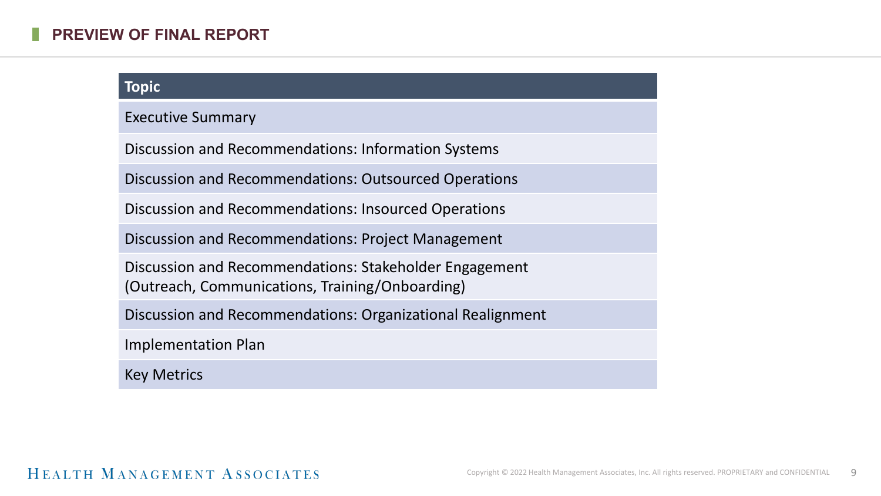## PREVIEW OF FINAL REPORT

| Topic |
| --- |
| Executive Summary |
| Discussion and Recommendations: Information Systems |
| Discussion and Recommendations: Outsourced Operations |
| Discussion and Recommendations: Insourced Operations |
| Discussion and Recommendations: Project Management |
| Discussion and Recommendations: Stakeholder Engagement (Outreach, Communications, Training/Onboarding) |
| Discussion and Recommendations: Organizational Realignment |
| Implementation Plan |
| Key Metrics |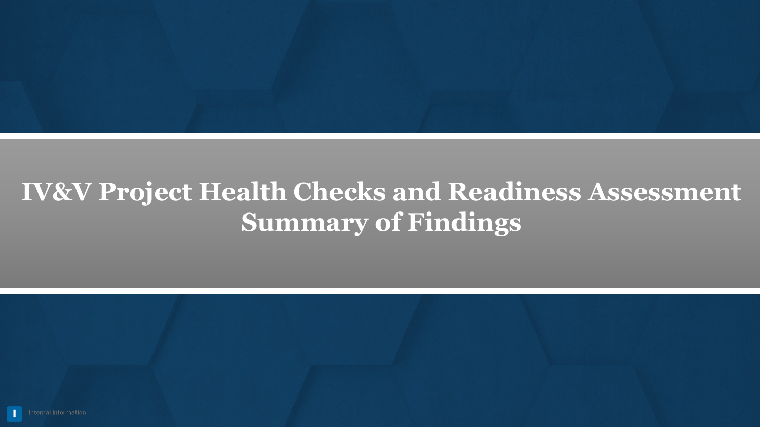# IV&V Project Health Checks and Readiness Assessment Summary of Findings

Internal Information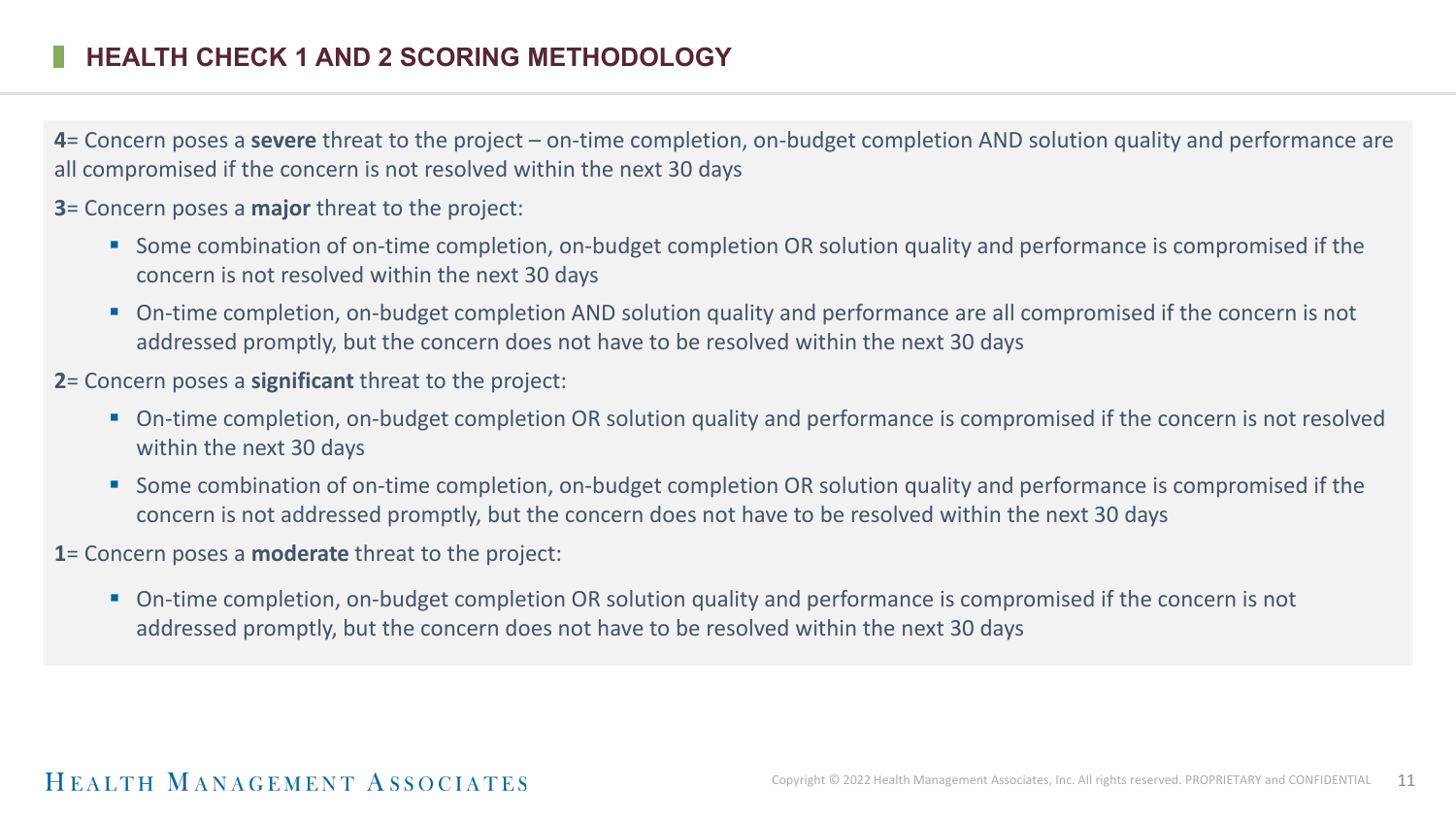## HEALTH CHECK 1 AND 2 SCORING METHODOLOGY

**4**= Concern poses a **severe** threat to the project – on-time completion, on-budget completion AND solution quality and performance are all compromised if the concern is not resolved within the next 30 days

**3**= Concern poses a **major** threat to the project:

- Some combination of on-time completion, on-budget completion OR solution quality and performance is compromised if the concern is not resolved within the next 30 days
- On-time completion, on-budget completion AND solution quality and performance are all compromised if the concern is not addressed promptly, but the concern does not have to be resolved within the next 30 days

**2**= Concern poses a **significant** threat to the project:

- On-time completion, on-budget completion OR solution quality and performance is compromised if the concern is not resolved within the next 30 days
- Some combination of on-time completion, on-budget completion OR solution quality and performance is compromised if the concern is not addressed promptly, but the concern does not have to be resolved within the next 30 days

**1**= Concern poses a **moderate** threat to the project:

- On-time completion, on-budget completion OR solution quality and performance is compromised if the concern is not addressed promptly, but the concern does not have to be resolved within the next 30 days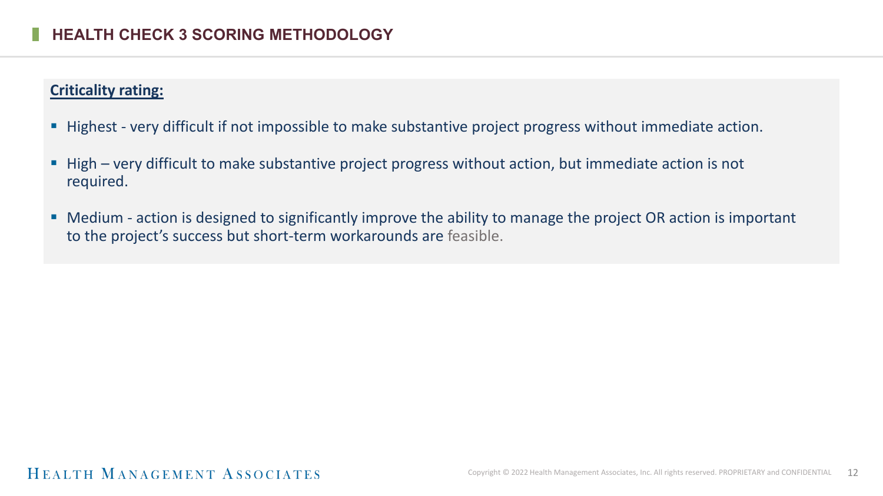## HEALTH CHECK 3 SCORING METHODOLOGY

**Criticality rating:**

- Highest - very difficult if not impossible to make substantive project progress without immediate action.
- High – very difficult to make substantive project progress without action, but immediate action is not required.
- Medium - action is designed to significantly improve the ability to manage the project OR action is important to the project's success but short-term workarounds are feasible.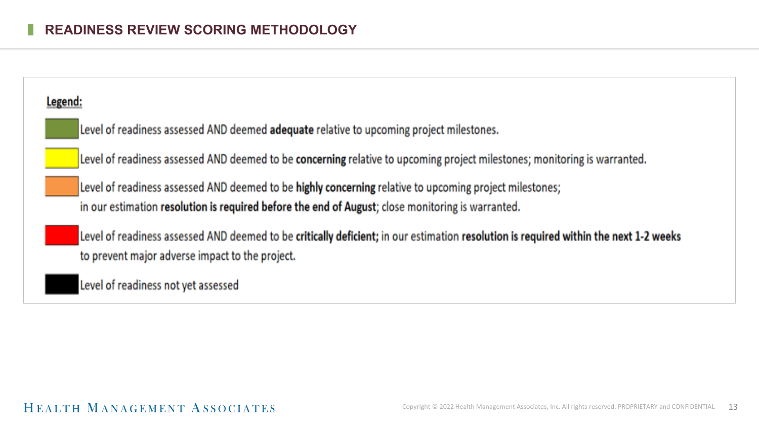# READINESS REVIEW SCORING METHODOLOGY

**Legend:**

- **Green:** Level of readiness assessed AND deemed **adequate** relative to upcoming project milestones.
- **Yellow:** Level of readiness assessed AND deemed to be **concerning** relative to upcoming project milestones; monitoring is warranted.
- **Orange:** Level of readiness assessed AND deemed to be **highly concerning** relative to upcoming project milestones; in our estimation **resolution is required before the end of August**; close monitoring is warranted.
- **Red:** Level of readiness assessed AND deemed to be **critically deficient;** in our estimation **resolution is required within the next 1-2 weeks** to prevent major adverse impact to the project.
- **Black:** Level of readiness not yet assessed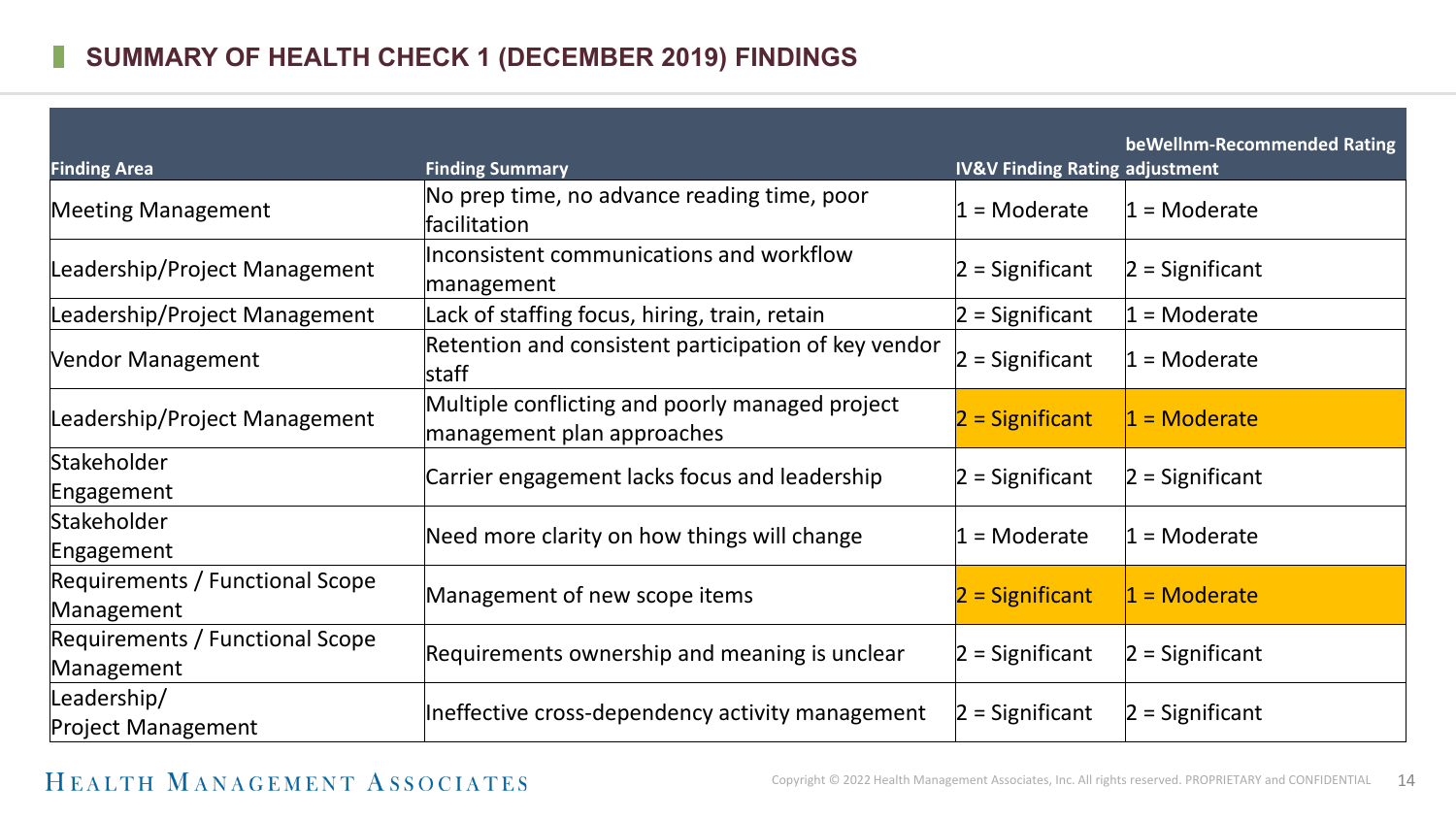## SUMMARY OF HEALTH CHECK 1 (DECEMBER 2019) FINDINGS

| Finding Area | Finding Summary | IV&V Finding Rating | beWellnm-Recommended Rating adjustment |
|---|---|---|---|
| Meeting Management | No prep time, no advance reading time, poor facilitation | 1 = Moderate | 1 = Moderate |
| Leadership/Project Management | Inconsistent communications and workflow management | 2 = Significant | 2 = Significant |
| Leadership/Project Management | Lack of staffing focus, hiring, train, retain | 2 = Significant | 1 = Moderate |
| Vendor Management | Retention and consistent participation of key vendor staff | 2 = Significant | 1 = Moderate |
| Leadership/Project Management | Multiple conflicting and poorly managed project management plan approaches | 2 = Significant | 1 = Moderate |
| Stakeholder Engagement | Carrier engagement lacks focus and leadership | 2 = Significant | 2 = Significant |
| Stakeholder Engagement | Need more clarity on how things will change | 1 = Moderate | 1 = Moderate |
| Requirements / Functional Scope Management | Management of new scope items | 2 = Significant | 1 = Moderate |
| Requirements / Functional Scope Management | Requirements ownership and meaning is unclear | 2 = Significant | 2 = Significant |
| Leadership/ Project Management | Ineffective cross-dependency activity management | 2 = Significant | 2 = Significant |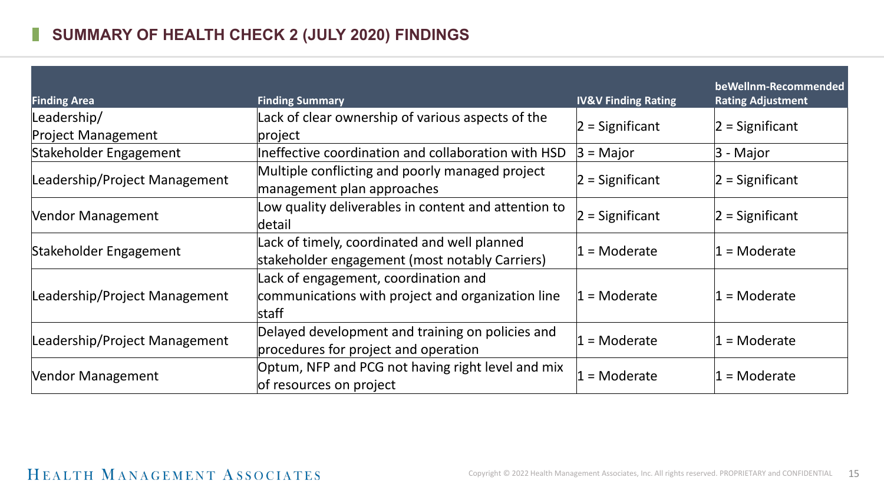## SUMMARY OF HEALTH CHECK 2 (JULY 2020) FINDINGS

| Finding Area | Finding Summary | IV&V Finding Rating | beWellnm-Recommended Rating Adjustment |
|---|---|---|---|
| Leadership/ Project Management | Lack of clear ownership of various aspects of the project | 2 = Significant | 2 = Significant |
| Stakeholder Engagement | Ineffective coordination and collaboration with HSD | 3 = Major | 3 - Major |
| Leadership/Project Management | Multiple conflicting and poorly managed project management plan approaches | 2 = Significant | 2 = Significant |
| Vendor Management | Low quality deliverables in content and attention to detail | 2 = Significant | 2 = Significant |
| Stakeholder Engagement | Lack of timely, coordinated and well planned stakeholder engagement (most notably Carriers) | 1 = Moderate | 1 = Moderate |
| Leadership/Project Management | Lack of engagement, coordination and communications with project and organization line staff | 1 = Moderate | 1 = Moderate |
| Leadership/Project Management | Delayed development and training on policies and procedures for project and operation | 1 = Moderate | 1 = Moderate |
| Vendor Management | Optum, NFP and PCG not having right level and mix of resources on project | 1 = Moderate | 1 = Moderate |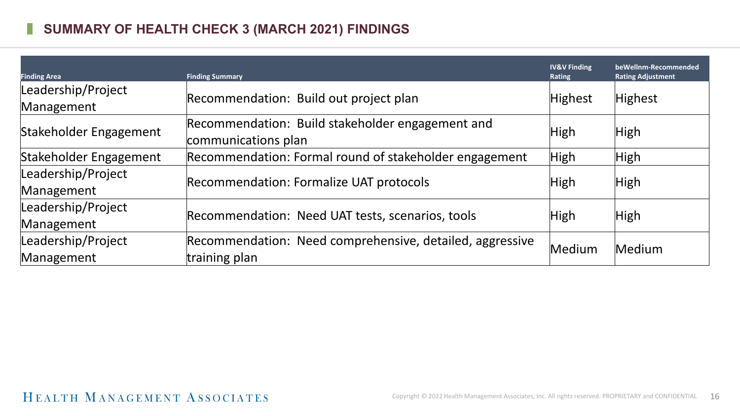## SUMMARY OF HEALTH CHECK 3 (MARCH 2021) FINDINGS

| Finding Area | Finding Summary | IV&V Finding Rating | beWellnm-Recommended Rating Adjustment |
|---|---|---|---|
| Leadership/Project Management | Recommendation: Build out project plan | Highest | Highest |
| Stakeholder Engagement | Recommendation: Build stakeholder engagement and communications plan | High | High |
| Stakeholder Engagement | Recommendation: Formal round of stakeholder engagement | High | High |
| Leadership/Project Management | Recommendation: Formalize UAT protocols | High | High |
| Leadership/Project Management | Recommendation: Need UAT tests, scenarios, tools | High | High |
| Leadership/Project Management | Recommendation: Need comprehensive, detailed, aggressive training plan | Medium | Medium |

HEALTH MANAGEMENT ASSOCIATES

Copyright © 2022 Health Management Associates, Inc. All rights reserved. PROPRIETARY and CONFIDENTIAL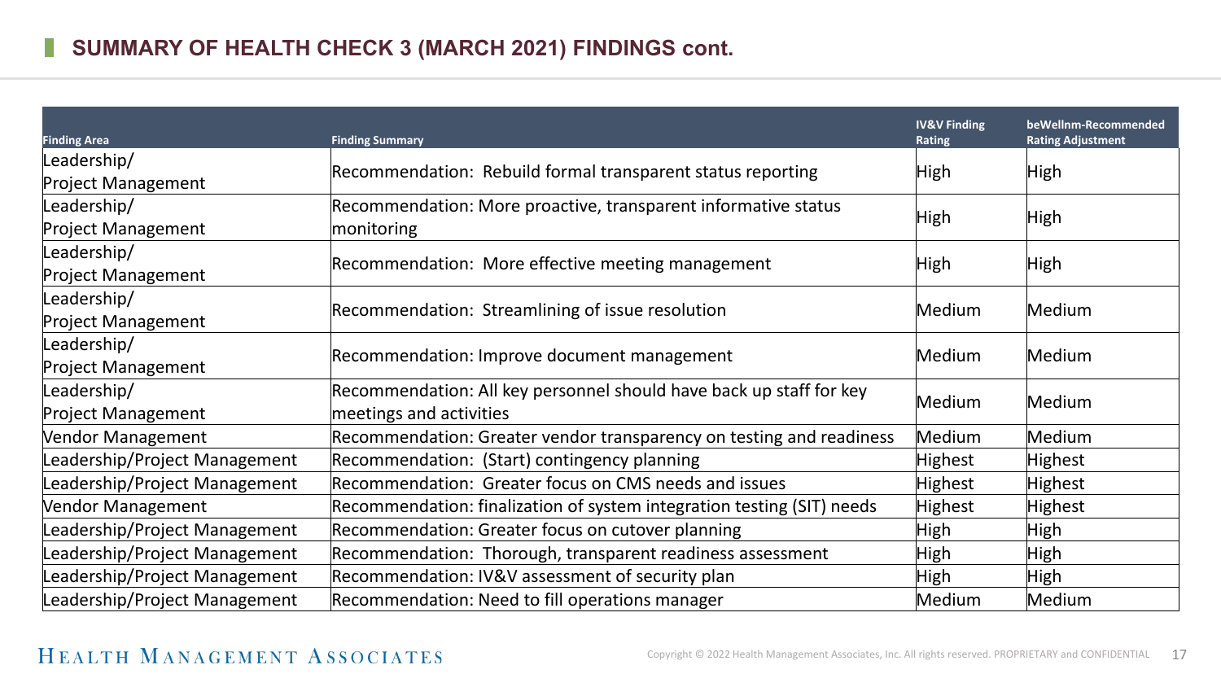## SUMMARY OF HEALTH CHECK 3 (MARCH 2021) FINDINGS cont.

| Finding Area | Finding Summary | IV&V Finding Rating | beWellnm-Recommended Rating Adjustment |
|---|---|---|---|
| Leadership/ Project Management | Recommendation: Rebuild formal transparent status reporting | High | High |
| Leadership/ Project Management | Recommendation: More proactive, transparent informative status monitoring | High | High |
| Leadership/ Project Management | Recommendation: More effective meeting management | High | High |
| Leadership/ Project Management | Recommendation: Streamlining of issue resolution | Medium | Medium |
| Leadership/ Project Management | Recommendation: Improve document management | Medium | Medium |
| Leadership/ Project Management | Recommendation: All key personnel should have back up staff for key meetings and activities | Medium | Medium |
| Vendor Management | Recommendation: Greater vendor transparency on testing and readiness | Medium | Medium |
| Leadership/Project Management | Recommendation: (Start) contingency planning | Highest | Highest |
| Leadership/Project Management | Recommendation: Greater focus on CMS needs and issues | Highest | Highest |
| Vendor Management | Recommendation: finalization of system integration testing (SIT) needs | Highest | Highest |
| Leadership/Project Management | Recommendation: Greater focus on cutover planning | High | High |
| Leadership/Project Management | Recommendation: Thorough, transparent readiness assessment | High | High |
| Leadership/Project Management | Recommendation: IV&V assessment of security plan | High | High |
| Leadership/Project Management | Recommendation: Need to fill operations manager | Medium | Medium |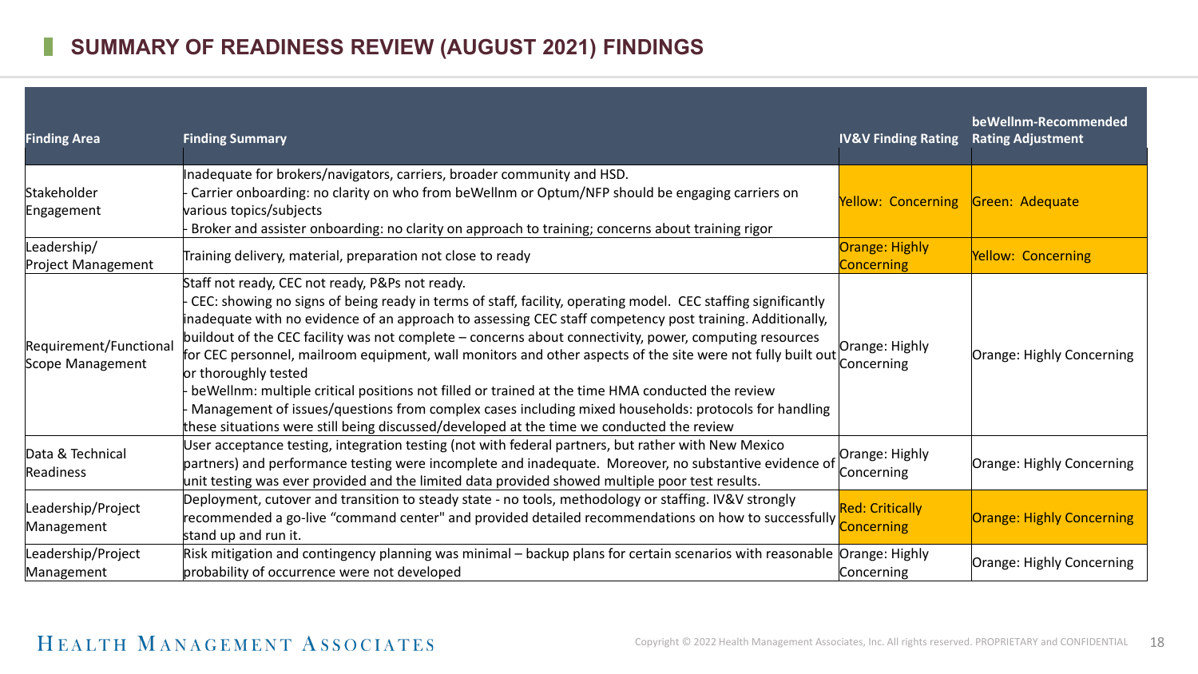# SUMMARY OF READINESS REVIEW (AUGUST 2021) FINDINGS

| Finding Area | Finding Summary | IV&V Finding Rating | beWellnm-Recommended Rating Adjustment |
|---|---|---|---|
| Stakeholder Engagement | Inadequate for brokers/navigators, carriers, broader community and HSD.<br>- Carrier onboarding: no clarity on who from beWellnm or Optum/NFP should be engaging carriers on various topics/subjects<br>- Broker and assister onboarding: no clarity on approach to training; concerns about training rigor | Yellow: Concerning | Green: Adequate |
| Leadership/ Project Management | Training delivery, material, preparation not close to ready | Orange: Highly Concerning | Yellow: Concerning |
| Requirement/Functional Scope Management | Staff not ready, CEC not ready, P&Ps not ready.<br>- CEC: showing no signs of being ready in terms of staff, facility, operating model. CEC staffing significantly inadequate with no evidence of an approach to assessing CEC staff competency post training. Additionally, buildout of the CEC facility was not complete – concerns about connectivity, power, computing resources for CEC personnel, mailroom equipment, wall monitors and other aspects of the site were not fully built out or thoroughly tested<br>- beWellnm: multiple critical positions not filled or trained at the time HMA conducted the review<br>- Management of issues/questions from complex cases including mixed households: protocols for handling these situations were still being discussed/developed at the time we conducted the review | Orange: Highly Concerning | Orange: Highly Concerning |
| Data & Technical Readiness | User acceptance testing, integration testing (not with federal partners, but rather with New Mexico partners) and performance testing were incomplete and inadequate. Moreover, no substantive evidence of unit testing was ever provided and the limited data provided showed multiple poor test results. | Orange: Highly Concerning | Orange: Highly Concerning |
| Leadership/Project Management | Deployment, cutover and transition to steady state - no tools, methodology or staffing. IV&V strongly recommended a go-live "command center" and provided detailed recommendations on how to successfully stand up and run it. | Red: Critically Concerning | Orange: Highly Concerning |
| Leadership/Project Management | Risk mitigation and contingency planning was minimal – backup plans for certain scenarios with reasonable probability of occurrence were not developed | Orange: Highly Concerning | Orange: Highly Concerning |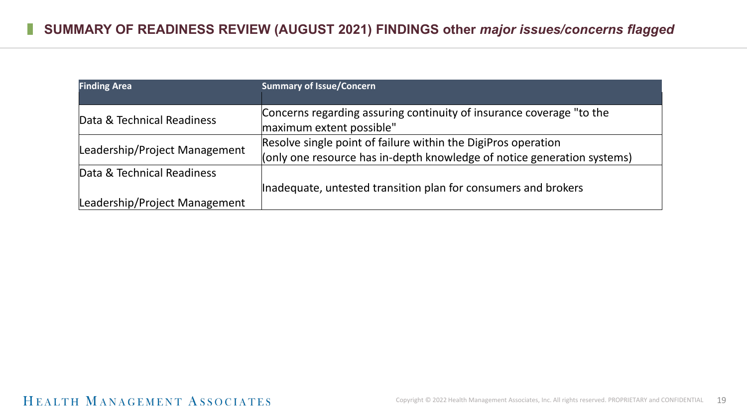# SUMMARY OF READINESS REVIEW (AUGUST 2021) FINDINGS other *major issues/concerns flagged*

| Finding Area | Summary of Issue/Concern |
| --- | --- |
| Data & Technical Readiness | Concerns regarding assuring continuity of insurance coverage "to the maximum extent possible" |
| Leadership/Project Management | Resolve single point of failure within the DigiPros operation (only one resource has in-depth knowledge of notice generation systems) |
| Data & Technical Readiness<br><br>Leadership/Project Management | Inadequate, untested transition plan for consumers and brokers |